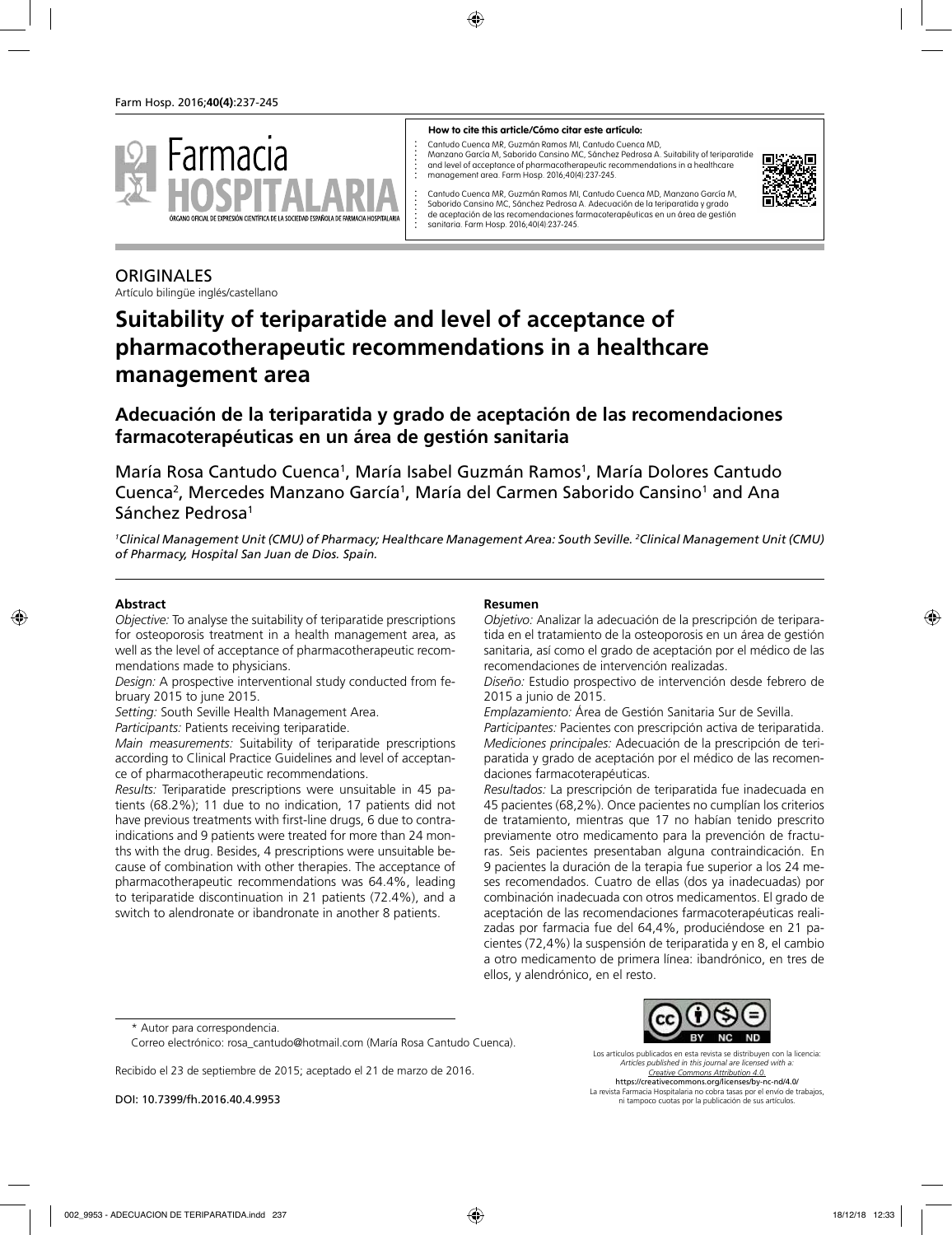**How to cite this article/Cómo citar este artículo:**

Cantudo Cuenca MR, Guzmán Ramos MI, Cantudo Cuenca MD, Manzano García M, Saborido Cansino MC, Sánchez Pedrosa A. Suitability of teriparatide and level of acceptance of pharmacotherapeutic recommendations in a healthcare management area. Farm Hosp. 2016;40(4):237-245.

Cantudo Cuenca MR, Guzmán Ramos MI, Cantudo Cuenca MD, Manzano García M, Saborido Cansino MC, Sánchez Pedrosa A. Adecuación de la teriparatida y grado de aceptación de las recomendaciones farmacoterapéuticas en un área de gestión sanitaria. Farm Hosp. 2016;40(4):237-245.

ORIGINALES

Artículo bilingüe inglés/castellano

# Suitability of teriparatide and level of acceptance of pharmacotherapeutic recommendations in a healthcare management area

## Adecuación de la teriparatida y grado de aceptación de las recomendaciones farmacoterapéuticas en un área de gestión sanitaria

María Rosa Cantudo Cuenca[1], María Isabel Guzmán Ramos[1], María Dolores Cantudo Cuenca[2], Mercedes Manzano García[1], María del Carmen Saborido Cansino[1] and Ana Sánchez Pedrosa[1]

*[1]Clinical Management Unit (CMU) of Pharmacy; Healthcare Management Area: South Seville. [2]Clinical Management Unit (CMU) of Pharmacy, Hospital San Juan de Dios. Spain.*

### Abstract

*Objective:* To analyse the suitability of teriparatide prescriptions for osteoporosis treatment in a health management area, as well as the level of acceptance of pharmacotherapeutic recommendations made to physicians.

*Design:* A prospective interventional study conducted from february 2015 to june 2015.

*Setting:* South Seville Health Management Area.

*Participants:* Patients receiving teriparatide.

*Main measurements:* Suitability of teriparatide prescriptions according to Clinical Practice Guidelines and level of acceptance of pharmacotherapeutic recommendations.

*Results:* Teriparatide prescriptions were unsuitable in 45 patients (68.2%); 11 due to no indication, 17 patients did not have previous treatments with first-line drugs, 6 due to contraindications and 9 patients were treated for more than 24 months with the drug. Besides, 4 prescriptions were unsuitable because of combination with other therapies. The acceptance of pharmacotherapeutic recommendations was 64.4%, leading to teriparatide discontinuation in 21 patients (72.4%), and a switch to alendronate or ibandronate in another 8 patients.

### Resumen

*Objetivo:* Analizar la adecuación de la prescripción de teriparatida en el tratamiento de la osteoporosis en un área de gestión sanitaria, así como el grado de aceptación por el médico de las recomendaciones de intervención realizadas.

*Diseño:* Estudio prospectivo de intervención desde febrero de 2015 a junio de 2015.

*Emplazamiento:* Área de Gestión Sanitaria Sur de Sevilla.

*Participantes:* Pacientes con prescripción activa de teriparatida.

*Mediciones principales:* Adecuación de la prescripción de teriparatida y grado de aceptación por el médico de las recomendaciones farmacoterapéuticas.

*Resultados:* La prescripción de teriparatida fue inadecuada en 45 pacientes (68,2%). Once pacientes no cumplían los criterios de tratamiento, mientras que 17 no habían tenido prescrito previamente otro medicamento para la prevención de fracturas. Seis pacientes presentaban alguna contraindicación. En 9 pacientes la duración de la terapia fue superior a los 24 meses recomendados. Cuatro de ellas (dos ya inadecuadas) por combinación inadecuada con otros medicamentos. El grado de aceptación de las recomendaciones farmacoterapéuticas realizadas por farmacia fue del 64,4%, produciéndose en 21 pacientes (72,4%) la suspensión de teriparatida y en 8, el cambio a otro medicamento de primera línea: ibandrónico, en tres de ellos, y alendrónico, en el resto.

\* Autor para correspondencia.
Correo electrónico: rosa_cantudo@hotmail.com (María Rosa Cantudo Cuenca).

Recibido el 23 de septiembre de 2015; aceptado el 21 de marzo de 2016.

DOI: 10.7399/fh.2016.40.4.9953

Los artículos publicados en esta revista se distribuyen con la licencia:
*Articles published in this journal are licensed with a:*
*Creative Commons Attribution 4.0.*
https://creativecommons.org/licenses/by-nc-nd/4.0/
La revista Farmacia Hospitalaria no cobra tasas por el envío de trabajos, ni tampoco cuotas por la publicación de sus artículos.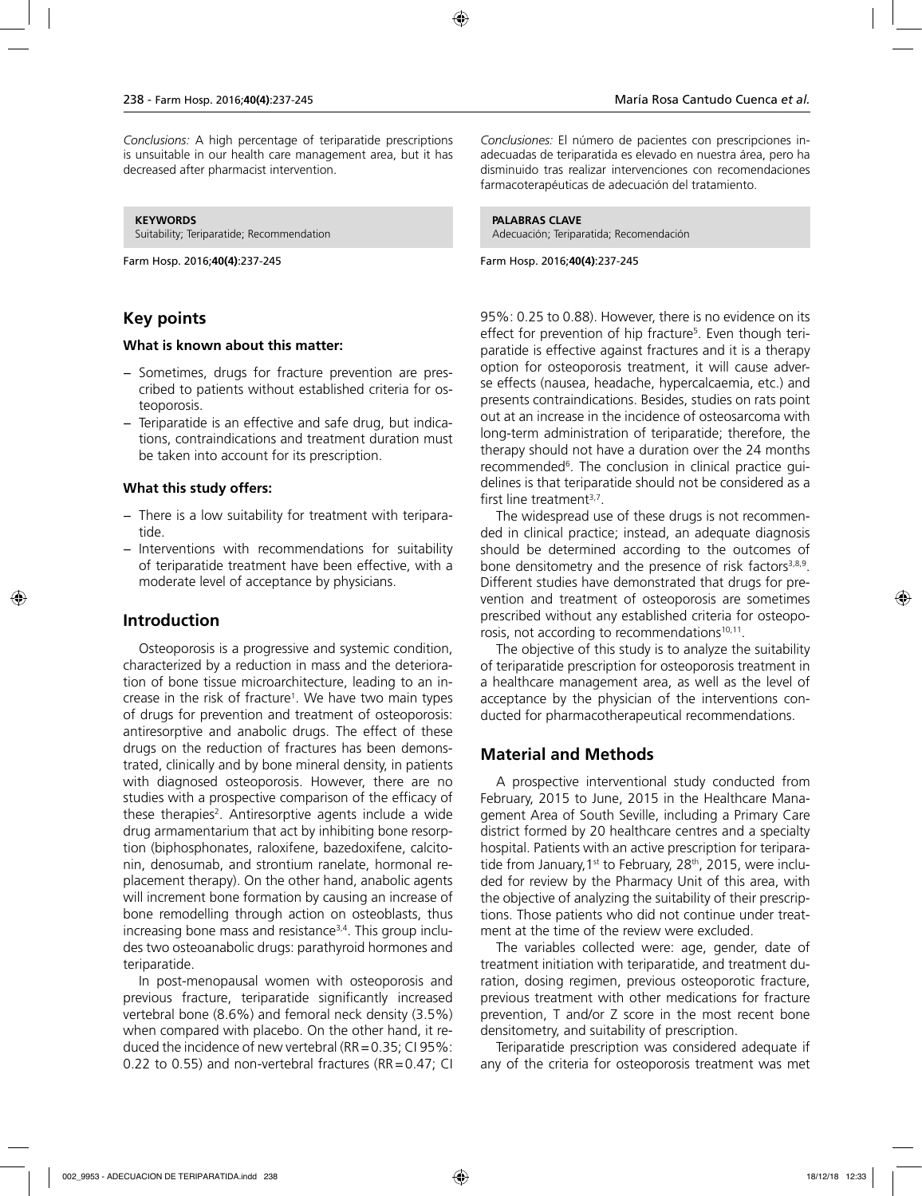*Conclusions:* A high percentage of teriparatide prescriptions is unsuitable in our health care management area, but it has decreased after pharmacist intervention.

*Conclusiones:* El número de pacientes con prescripciones inadecuadas de teriparatida es elevado en nuestra área, pero ha disminuido tras realizar intervenciones con recomendaciones farmacoterapéuticas de adecuación del tratamiento.

**KEYWORDS**
Suitability; Teriparatide; Recommendation

**PALABRAS CLAVE**
Adecuación; Teriparatida; Recomendación

## Key points

### What is known about this matter:

- Sometimes, drugs for fracture prevention are prescribed to patients without established criteria for osteoporosis.
- Teriparatide is an effective and safe drug, but indications, contraindications and treatment duration must be taken into account for its prescription.

### What this study offers:

- There is a low suitability for treatment with teriparatide.
- Interventions with recommendations for suitability of teriparatide treatment have been effective, with a moderate level of acceptance by physicians.

## Introduction

Osteoporosis is a progressive and systemic condition, characterized by a reduction in mass and the deterioration of bone tissue microarchitecture, leading to an increase in the risk of fracture[1]. We have two main types of drugs for prevention and treatment of osteoporosis: antiresorptive and anabolic drugs. The effect of these drugs on the reduction of fractures has been demonstrated, clinically and by bone mineral density, in patients with diagnosed osteoporosis. However, there are no studies with a prospective comparison of the efficacy of these therapies[2]. Antiresorptive agents include a wide drug armamentarium that act by inhibiting bone resorption (biphosphonates, raloxifene, bazedoxifene, calcitonin, denosumab, and strontium ranelate, hormonal replacement therapy). On the other hand, anabolic agents will increment bone formation by causing an increase of bone remodelling through action on osteoblasts, thus increasing bone mass and resistance[3,4]. This group includes two osteoanabolic drugs: parathyroid hormones and teriparatide.

In post-menopausal women with osteoporosis and previous fracture, teriparatide significantly increased vertebral bone (8.6%) and femoral neck density (3.5%) when compared with placebo. On the other hand, it reduced the incidence of new vertebral (RR=0.35; CI 95%: 0.22 to 0.55) and non-vertebral fractures (RR=0.47; CI 95%: 0.25 to 0.88). However, there is no evidence on its effect for prevention of hip fracture[5]. Even though teriparatide is effective against fractures and it is a therapy option for osteoporosis treatment, it will cause adverse effects (nausea, headache, hypercalcaemia, etc.) and presents contraindications. Besides, studies on rats point out at an increase in the incidence of osteosarcoma with long-term administration of teriparatide; therefore, the therapy should not have a duration over the 24 months recommended[6]. The conclusion in clinical practice guidelines is that teriparatide should not be considered as a first line treatment[3,7].

The widespread use of these drugs is not recommended in clinical practice; instead, an adequate diagnosis should be determined according to the outcomes of bone densitometry and the presence of risk factors[3,8,9]. Different studies have demonstrated that drugs for prevention and treatment of osteoporosis are sometimes prescribed without any established criteria for osteoporosis, not according to recommendations[10,11].

The objective of this study is to analyze the suitability of teriparatide prescription for osteoporosis treatment in a healthcare management area, as well as the level of acceptance by the physician of the interventions conducted for pharmacotherapeutical recommendations.

## Material and Methods

A prospective interventional study conducted from February, 2015 to June, 2015 in the Healthcare Management Area of South Seville, including a Primary Care district formed by 20 healthcare centres and a specialty hospital. Patients with an active prescription for teriparatide from January, 1st to February, 28th, 2015, were included for review by the Pharmacy Unit of this area, with the objective of analyzing the suitability of their prescriptions. Those patients who did not continue under treatment at the time of the review were excluded.

The variables collected were: age, gender, date of treatment initiation with teriparatide, and treatment duration, dosing regimen, previous osteoporotic fracture, previous treatment with other medications for fracture prevention, T and/or Z score in the most recent bone densitometry, and suitability of prescription.

Teriparatide prescription was considered adequate if any of the criteria for osteoporosis treatment was met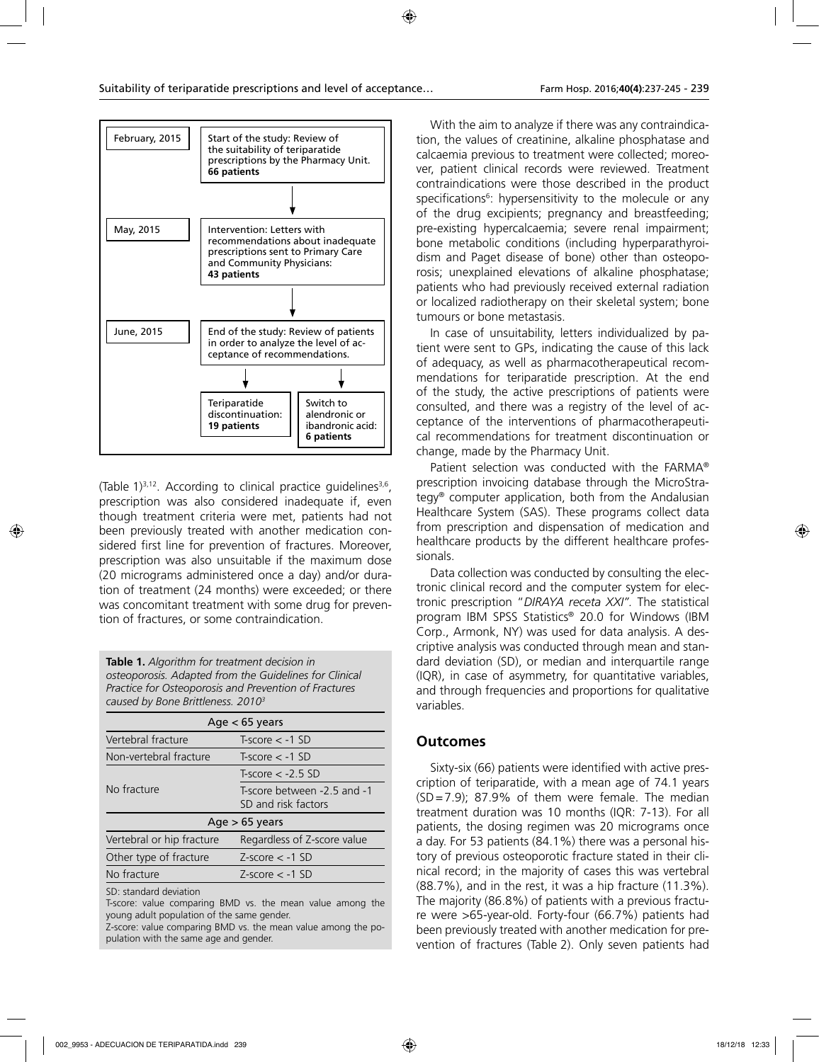February, 2015 — Start of the study: Review of the suitability of teriparatide prescriptions by the Pharmacy Unit. **66 patients**

↓

May, 2015 — Intervention: Letters with recommendations about inadequate prescriptions sent to Primary Care and Community Physicians: **43 patients**

↓

June, 2015 — End of the study: Review of patients in order to analyze the level of acceptance of recommendations.

↓

Teriparatide discontinuation: **19 patients** | Switch to alendronic or ibandronic acid: **6 patients**

(Table 1)[3,12]. According to clinical practice guidelines[3,6], prescription was also considered inadequate if, even though treatment criteria were met, patients had not been previously treated with another medication considered first line for prevention of fractures. Moreover, prescription was also unsuitable if the maximum dose (20 micrograms administered once a day) and/or duration of treatment (24 months) were exceeded; or there was concomitant treatment with some drug for prevention of fractures, or some contraindication.

**Table 1.** *Algorithm for treatment decision in osteoporosis. Adapted from the Guidelines for Clinical Practice for Osteoporosis and Prevention of Fractures caused by Bone Brittleness. 2010*[3]

| Age < 65 years | |
|---|---|
| Vertebral fracture | T-score < -1 SD |
| Non-vertebral fracture | T-score < -1 SD |
| No fracture | T-score < -2.5 SD |
| | T-score between -2.5 and -1 SD and risk factors |
| **Age > 65 years** | |
| Vertebral or hip fracture | Regardless of Z-score value |
| Other type of fracture | Z-score < -1 SD |
| No fracture | Z-score < -1 SD |

SD: standard deviation

T-score: value comparing BMD vs. the mean value among the young adult population of the same gender.

Z-score: value comparing BMD vs. the mean value among the population with the same age and gender.

With the aim to analyze if there was any contraindication, the values of creatinine, alkaline phosphatase and calcaemia previous to treatment were collected; moreover, patient clinical records were reviewed. Treatment contraindications were those described in the product specifications[6]: hypersensitivity to the molecule or any of the drug excipients; pregnancy and breastfeeding; pre-existing hypercalcaemia; severe renal impairment; bone metabolic conditions (including hyperparathyroidism and Paget disease of bone) other than osteoporosis; unexplained elevations of alkaline phosphatase; patients who had previously received external radiation or localized radiotherapy on their skeletal system; bone tumours or bone metastasis.

In case of unsuitability, letters individualized by patient were sent to GPs, indicating the cause of this lack of adequacy, as well as pharmacotherapeutical recommendations for teriparatide prescription. At the end of the study, the active prescriptions of patients were consulted, and there was a registry of the level of acceptance of the interventions of pharmacotherapeutical recommendations for treatment discontinuation or change, made by the Pharmacy Unit.

Patient selection was conducted with the FARMA® prescription invoicing database through the MicroStrategy® computer application, both from the Andalusian Healthcare System (SAS). These programs collect data from prescription and dispensation of medication and healthcare products by the different healthcare professionals.

Data collection was conducted by consulting the electronic clinical record and the computer system for electronic prescription "*DIRAYA receta XXI*". The statistical program IBM SPSS Statistics® 20.0 for Windows (IBM Corp., Armonk, NY) was used for data analysis. A descriptive analysis was conducted through mean and standard deviation (SD), or median and interquartile range (IQR), in case of asymmetry, for quantitative variables, and through frequencies and proportions for qualitative variables.

## Outcomes

Sixty-six (66) patients were identified with active prescription of teriparatide, with a mean age of 74.1 years (SD=7.9); 87.9% of them were female. The median treatment duration was 10 months (IQR: 7-13). For all patients, the dosing regimen was 20 micrograms once a day. For 53 patients (84.1%) there was a personal history of previous osteoporotic fracture stated in their clinical record; in the majority of cases this was vertebral (88.7%), and in the rest, it was a hip fracture (11.3%). The majority (86.8%) of patients with a previous fracture were >65-year-old. Forty-four (66.7%) patients had been previously treated with another medication for prevention of fractures (Table 2). Only seven patients had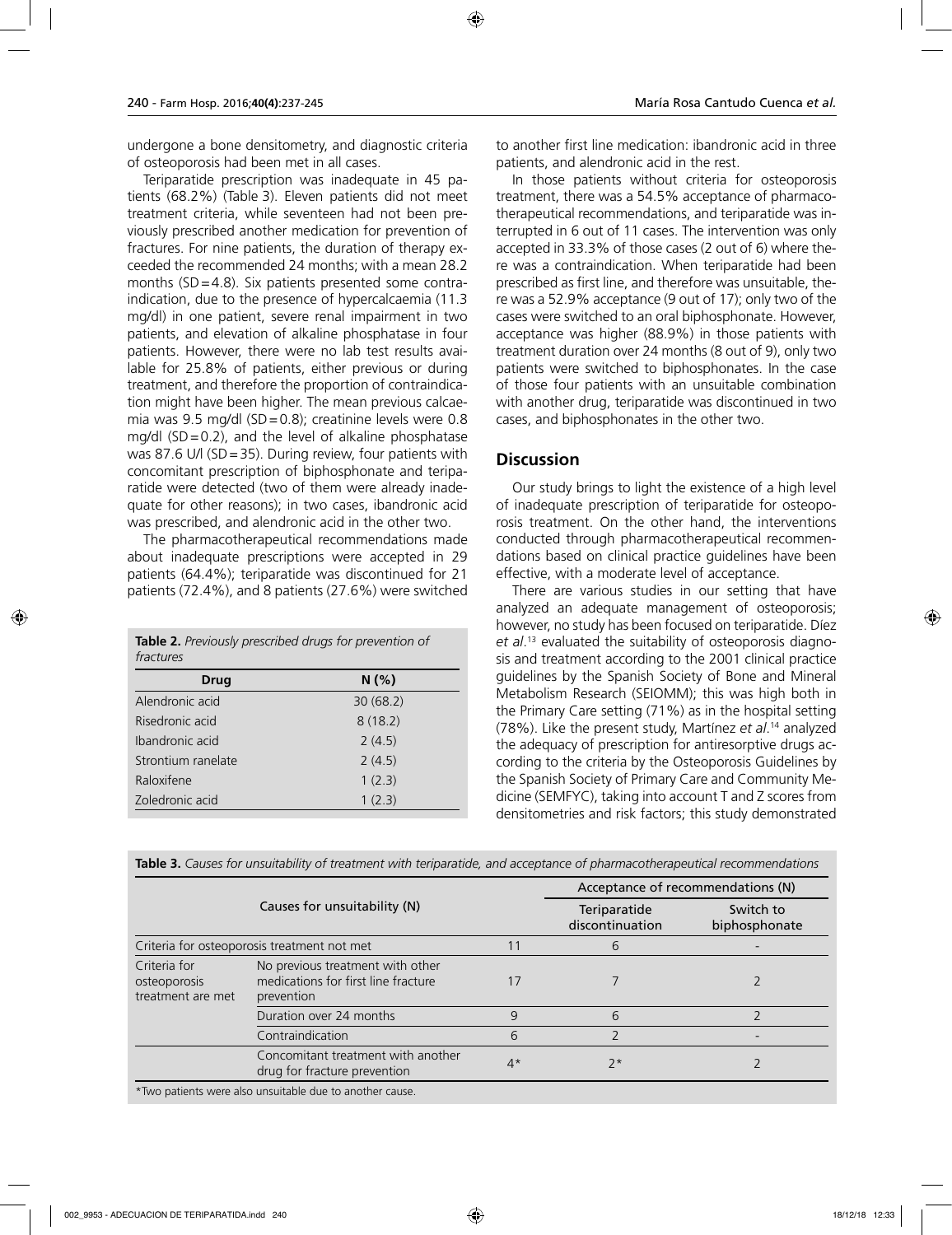undergone a bone densitometry, and diagnostic criteria of osteoporosis had been met in all cases.

Teriparatide prescription was inadequate in 45 patients (68.2%) (Table 3). Eleven patients did not meet treatment criteria, while seventeen had not been previously prescribed another medication for prevention of fractures. For nine patients, the duration of therapy exceeded the recommended 24 months; with a mean 28.2 months (SD = 4.8). Six patients presented some contraindication, due to the presence of hypercalcaemia (11.3 mg/dl) in one patient, severe renal impairment in two patients, and elevation of alkaline phosphatase in four patients. However, there were no lab test results available for 25.8% of patients, either previous or during treatment, and therefore the proportion of contraindication might have been higher. The mean previous calcaemia was 9.5 mg/dl (SD = 0.8); creatinine levels were 0.8 mg/dl (SD = 0.2), and the level of alkaline phosphatase was 87.6 U/l (SD = 35). During review, four patients with concomitant prescription of biphosphonate and teriparatide were detected (two of them were already inadequate for other reasons); in two cases, ibandronic acid was prescribed, and alendronic acid in the other two.

The pharmacotherapeutical recommendations made about inadequate prescriptions were accepted in 29 patients (64.4%); teriparatide was discontinued for 21 patients (72.4%), and 8 patients (27.6%) were switched to another first line medication: ibandronic acid in three patients, and alendronic acid in the rest.

In those patients without criteria for osteoporosis treatment, there was a 54.5% acceptance of pharmacotherapeutical recommendations, and teriparatide was interrupted in 6 out of 11 cases. The intervention was only accepted in 33.3% of those cases (2 out of 6) where there was a contraindication. When teriparatide had been prescribed as first line, and therefore was unsuitable, there was a 52.9% acceptance (9 out of 17); only two of the cases were switched to an oral biphosphonate. However, acceptance was higher (88.9%) in those patients with treatment duration over 24 months (8 out of 9), only two patients were switched to biphosphonates. In the case of those four patients with an unsuitable combination with another drug, teriparatide was discontinued in two cases, and biphosphonates in the other two.

**Table 2.** *Previously prescribed drugs for prevention of fractures*

| Drug | N (%) |
|---|---|
| Alendronic acid | 30 (68.2) |
| Risedronic acid | 8 (18.2) |
| Ibandronic acid | 2 (4.5) |
| Strontium ranelate | 2 (4.5) |
| Raloxifene | 1 (2.3) |
| Zoledronic acid | 1 (2.3) |

## Discussion

Our study brings to light the existence of a high level of inadequate prescription of teriparatide for osteoporosis treatment. On the other hand, the interventions conducted through pharmacotherapeutical recommendations based on clinical practice guidelines have been effective, with a moderate level of acceptance.

There are various studies in our setting that have analyzed an adequate management of osteoporosis; however, no study has been focused on teriparatide. Díez *et al*.[13] evaluated the suitability of osteoporosis diagnosis and treatment according to the 2001 clinical practice guidelines by the Spanish Society of Bone and Mineral Metabolism Research (SEIOMM); this was high both in the Primary Care setting (71%) as in the hospital setting (78%). Like the present study, Martínez *et al*.[14] analyzed the adequacy of prescription for antiresorptive drugs according to the criteria by the Osteoporosis Guidelines by the Spanish Society of Primary Care and Community Medicine (SEMFYC), taking into account T and Z scores from densitometries and risk factors; this study demonstrated

**Table 3.** *Causes for unsuitability of treatment with teriparatide, and acceptance of pharmacotherapeutical recommendations*

| Causes for unsuitability (N) | | | Acceptance of recommendations (N) | |
|---|---|---|---|---|
| | | | Teriparatide discontinuation | Switch to biphosphonate |
| Criteria for osteoporosis treatment not met | | 11 | 6 | - |
| Criteria for osteoporosis treatment are met | No previous treatment with other medications for first line fracture prevention | 17 | 7 | 2 |
| | Duration over 24 months | 9 | 6 | 2 |
| | Contraindication | 6 | 2 | - |
| | Concomitant treatment with another drug for fracture prevention | 4* | 2* | 2 |

*Two patients were also unsuitable due to another cause.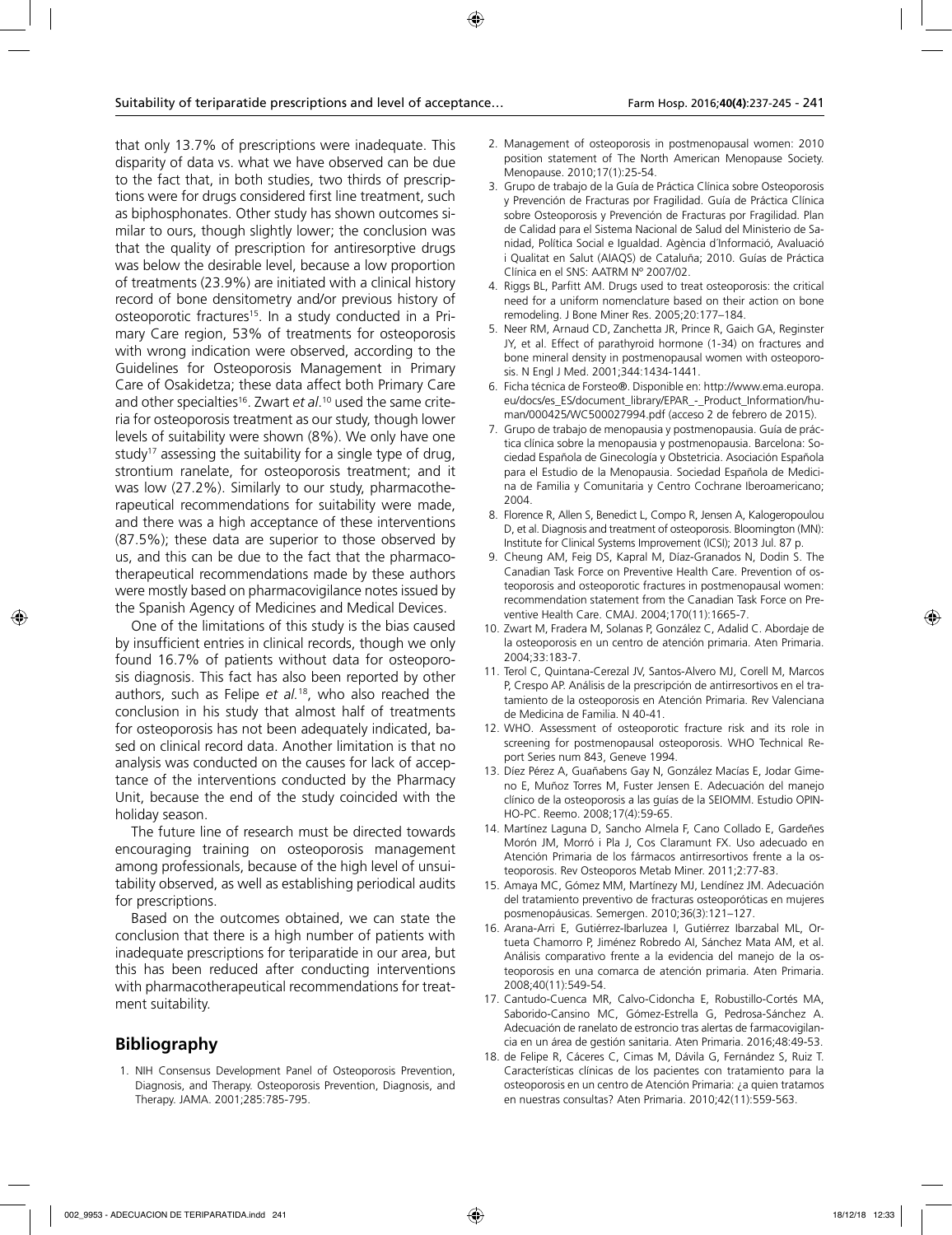that only 13.7% of prescriptions were inadequate. This disparity of data vs. what we have observed can be due to the fact that, in both studies, two thirds of prescriptions were for drugs considered first line treatment, such as biphosphonates. Other study has shown outcomes similar to ours, though slightly lower; the conclusion was that the quality of prescription for antiresorptive drugs was below the desirable level, because a low proportion of treatments (23.9%) are initiated with a clinical history record of bone densitometry and/or previous history of osteoporotic fractures[15]. In a study conducted in a Primary Care region, 53% of treatments for osteoporosis with wrong indication were observed, according to the Guidelines for Osteoporosis Management in Primary Care of Osakidetza; these data affect both Primary Care and other specialties[16]. Zwart *et al*.[10] used the same criteria for osteoporosis treatment as our study, though lower levels of suitability were shown (8%). We only have one study[17] assessing the suitability for a single type of drug, strontium ranelate, for osteoporosis treatment; and it was low (27.2%). Similarly to our study, pharmacotherapeutical recommendations for suitability were made, and there was a high acceptance of these interventions (87.5%); these data are superior to those observed by us, and this can be due to the fact that the pharmacotherapeutical recommendations made by these authors were mostly based on pharmacovigilance notes issued by the Spanish Agency of Medicines and Medical Devices.

One of the limitations of this study is the bias caused by insufficient entries in clinical records, though we only found 16.7% of patients without data for osteoporosis diagnosis. This fact has also been reported by other authors, such as Felipe *et al.*[18], who also reached the conclusion in his study that almost half of treatments for osteoporosis has not been adequately indicated, based on clinical record data. Another limitation is that no analysis was conducted on the causes for lack of acceptance of the interventions conducted by the Pharmacy Unit, because the end of the study coincided with the holiday season.

The future line of research must be directed towards encouraging training on osteoporosis management among professionals, because of the high level of unsuitability observed, as well as establishing periodical audits for prescriptions.

Based on the outcomes obtained, we can state the conclusion that there is a high number of patients with inadequate prescriptions for teriparatide in our area, but this has been reduced after conducting interventions with pharmacotherapeutical recommendations for treatment suitability.

## Bibliography

1. NIH Consensus Development Panel of Osteoporosis Prevention, Diagnosis, and Therapy. Osteoporosis Prevention, Diagnosis, and Therapy. JAMA. 2001;285:785-795.
2. Management of osteoporosis in postmenopausal women: 2010 position statement of The North American Menopause Society. Menopause. 2010;17(1):25-54.
3. Grupo de trabajo de la Guía de Práctica Clínica sobre Osteoporosis y Prevención de Fracturas por Fragilidad. Guía de Práctica Clínica sobre Osteoporosis y Prevención de Fracturas por Fragilidad. Plan de Calidad para el Sistema Nacional de Salud del Ministerio de Sanidad, Política Social e Igualdad. Agència d´Informació, Avaluació i Qualitat en Salut (AIAQS) de Cataluña; 2010. Guías de Práctica Clínica en el SNS: AATRM Nº 2007/02.
4. Riggs BL, Parfitt AM. Drugs used to treat osteoporosis: the critical need for a uniform nomenclature based on their action on bone remodeling. J Bone Miner Res. 2005;20:177–184.
5. Neer RM, Arnaud CD, Zanchetta JR, Prince R, Gaich GA, Reginster JY, et al. Effect of parathyroid hormone (1-34) on fractures and bone mineral density in postmenopausal women with osteoporosis. N Engl J Med. 2001;344:1434-1441.
6. Ficha técnica de Forsteo®. Disponible en: http://www.ema.europa.eu/docs/es_ES/document_library/EPAR_-_Product_Information/human/000425/WC500027994.pdf (acceso 2 de febrero de 2015).
7. Grupo de trabajo de menopausia y postmenopausia. Guía de práctica clínica sobre la menopausia y postmenopausia. Barcelona: Sociedad Española de Ginecología y Obstetricia. Asociación Española para el Estudio de la Menopausia. Sociedad Española de Medicina de Familia y Comunitaria y Centro Cochrane Iberoamericano; 2004.
8. Florence R, Allen S, Benedict L, Compo R, Jensen A, Kalogeropoulou D, et al. Diagnosis and treatment of osteoporosis. Bloomington (MN): Institute for Clinical Systems Improvement (ICSI); 2013 Jul. 87 p.
9. Cheung AM, Feig DS, Kapral M, Díaz-Granados N, Dodin S. The Canadian Task Force on Preventive Health Care. Prevention of osteoporosis and osteoporotic fractures in postmenopausal women: recommendation statement from the Canadian Task Force on Preventive Health Care. CMAJ. 2004;170(11):1665-7.
10. Zwart M, Fradera M, Solanas P, González C, Adalid C. Abordaje de la osteoporosis en un centro de atención primaria. Aten Primaria. 2004;33:183-7.
11. Terol C, Quintana-Cerezal JV, Santos-Alvero MJ, Corell M, Marcos P, Crespo AP. Análisis de la prescripción de antirresortivos en el tratamiento de la osteoporosis en Atención Primaria. Rev Valenciana de Medicina de Familia. N 40-41.
12. WHO. Assessment of osteoporotic fracture risk and its role in screening for postmenopausal osteoporosis. WHO Technical Report Series num 843, Geneve 1994.
13. Díez Pérez A, Guañabens Gay N, González Macías E, Jodar Gimeno E, Muñoz Torres M, Fuster Jensen E. Adecuación del manejo clínico de la osteoporosis a las guías de la SEIOMM. Estudio OPINHO-PC. Reemo. 2008;17(4):59-65.
14. Martínez Laguna D, Sancho Almela F, Cano Collado E, Gardeñes Morón JM, Morró i Pla J, Cos Claramunt FX. Uso adecuado en Atención Primaria de los fármacos antirresortivos frente a la osteoporosis. Rev Osteoporos Metab Miner. 2011;2:77-83.
15. Amaya MC, Gómez MM, Martínezy MJ, Lendínez JM. Adecuación del tratamiento preventivo de fracturas osteoporóticas en mujeres posmenopáusicas. Semergen. 2010;36(3):121–127.
16. Arana-Arri E, Gutiérrez-Ibarluzea I, Gutiérrez Ibarzabal ML, Ortueta Chamorro P, Jiménez Robredo AI, Sánchez Mata AM, et al. Análisis comparativo frente a la evidencia del manejo de la osteoporosis en una comarca de atención primaria. Aten Primaria. 2008;40(11):549-54.
17. Cantudo-Cuenca MR, Calvo-Cidoncha E, Robustillo-Cortés MA, Saborido-Cansino MC, Gómez-Estrella G, Pedrosa-Sánchez A. Adecuación de ranelato de estroncio tras alertas de farmacovigilancia en un área de gestión sanitaria. Aten Primaria. 2016;48:49-53.
18. de Felipe R, Cáceres C, Cimas M, Dávila G, Fernández S, Ruiz T. Características clínicas de los pacientes con tratamiento para la osteoporosis en un centro de Atención Primaria: ¿a quien tratamos en nuestras consultas? Aten Primaria. 2010;42(11):559-563.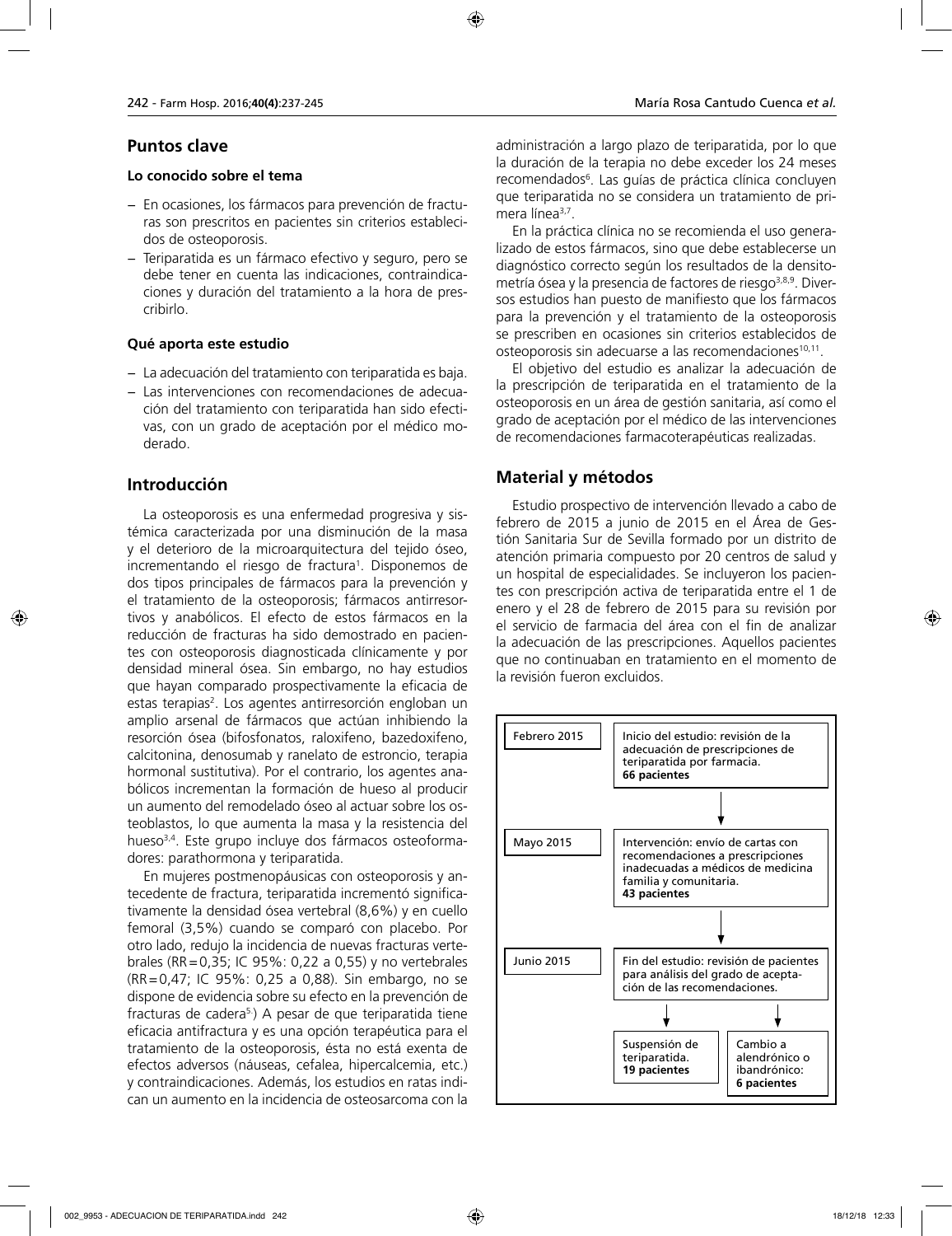## Puntos clave

### Lo conocido sobre el tema

- En ocasiones, los fármacos para prevención de fracturas son prescritos en pacientes sin criterios establecidos de osteoporosis.
- Teriparatida es un fármaco efectivo y seguro, pero se debe tener en cuenta las indicaciones, contraindicaciones y duración del tratamiento a la hora de prescribirlo.

### Qué aporta este estudio

- La adecuación del tratamiento con teriparatida es baja.
- Las intervenciones con recomendaciones de adecuación del tratamiento con teriparatida han sido efectivas, con un grado de aceptación por el médico moderado.

## Introducción

La osteoporosis es una enfermedad progresiva y sistémica caracterizada por una disminución de la masa y el deterioro de la microarquitectura del tejido óseo, incrementando el riesgo de fractura[1]. Disponemos de dos tipos principales de fármacos para la prevención y el tratamiento de la osteoporosis; fármacos antirresortivos y anabólicos. El efecto de estos fármacos en la reducción de fracturas ha sido demostrado en pacientes con osteoporosis diagnosticada clínicamente y por densidad mineral ósea. Sin embargo, no hay estudios que hayan comparado prospectivamente la eficacia de estas terapias[2]. Los agentes antirresorción engloban un amplio arsenal de fármacos que actúan inhibiendo la resorción ósea (bifosfonatos, raloxifeno, bazedoxifeno, calcitonina, denosumab y ranelato de estroncio, terapia hormonal sustitutiva). Por el contrario, los agentes anabólicos incrementan la formación de hueso al producir un aumento del remodelado óseo al actuar sobre los osteoblastos, lo que aumenta la masa y la resistencia del hueso[3,4]. Este grupo incluye dos fármacos osteoformadores: parathormona y teriparatida.

En mujeres postmenopáusicas con osteoporosis y antecedente de fractura, teriparatida incrementó significativamente la densidad ósea vertebral (8,6%) y en cuello femoral (3,5%) cuando se comparó con placebo. Por otro lado, redujo la incidencia de nuevas fracturas vertebrales (RR=0,35; IC 95%: 0,22 a 0,55) y no vertebrales (RR=0,47; IC 95%: 0,25 a 0,88). Sin embargo, no se dispone de evidencia sobre su efecto en la prevención de fracturas de cadera[5].) A pesar de que teriparatida tiene eficacia antifractura y es una opción terapéutica para el tratamiento de la osteoporosis, ésta no está exenta de efectos adversos (náuseas, cefalea, hipercalcemia, etc.) y contraindicaciones. Además, los estudios en ratas indican un aumento en la incidencia de osteosarcoma con la administración a largo plazo de teriparatida, por lo que la duración de la terapia no debe exceder los 24 meses recomendados[6]. Las guías de práctica clínica concluyen que teriparatida no se considera un tratamiento de primera línea[3,7].

En la práctica clínica no se recomienda el uso generalizado de estos fármacos, sino que debe establecerse un diagnóstico correcto según los resultados de la densitometría ósea y la presencia de factores de riesgo[3,8,9]. Diversos estudios han puesto de manifiesto que los fármacos para la prevención y el tratamiento de la osteoporosis se prescriben en ocasiones sin criterios establecidos de osteoporosis sin adecuarse a las recomendaciones[10,11].

El objetivo del estudio es analizar la adecuación de la prescripción de teriparatida en el tratamiento de la osteoporosis en un área de gestión sanitaria, así como el grado de aceptación por el médico de las intervenciones de recomendaciones farmacoterapéuticas realizadas.

## Material y métodos

Estudio prospectivo de intervención llevado a cabo de febrero de 2015 a junio de 2015 en el Área de Gestión Sanitaria Sur de Sevilla formado por un distrito de atención primaria compuesto por 20 centros de salud y un hospital de especialidades. Se incluyeron los pacientes con prescripción activa de teriparatida entre el 1 de enero y el 28 de febrero de 2015 para su revisión por el servicio de farmacia del área con el fin de analizar la adecuación de las prescripciones. Aquellos pacientes que no continuaban en tratamiento en el momento de la revisión fueron excluidos.

| | |
|---|---|
| Febrero 2015 | Inicio del estudio: revisión de la adecuación de prescripciones de teriparatida por farmacia. **66 pacientes** |
| Mayo 2015 | Intervención: envío de cartas con recomendaciones a prescripciones inadecuadas a médicos de medicina familia y comunitaria. **43 pacientes** |
| Junio 2015 | Fin del estudio: revisión de pacientes para análisis del grado de aceptación de las recomendaciones. |
| | Suspensión de teriparatida. **19 pacientes** |
| | Cambio a alendrónico o ibandrónico: **6 pacientes** |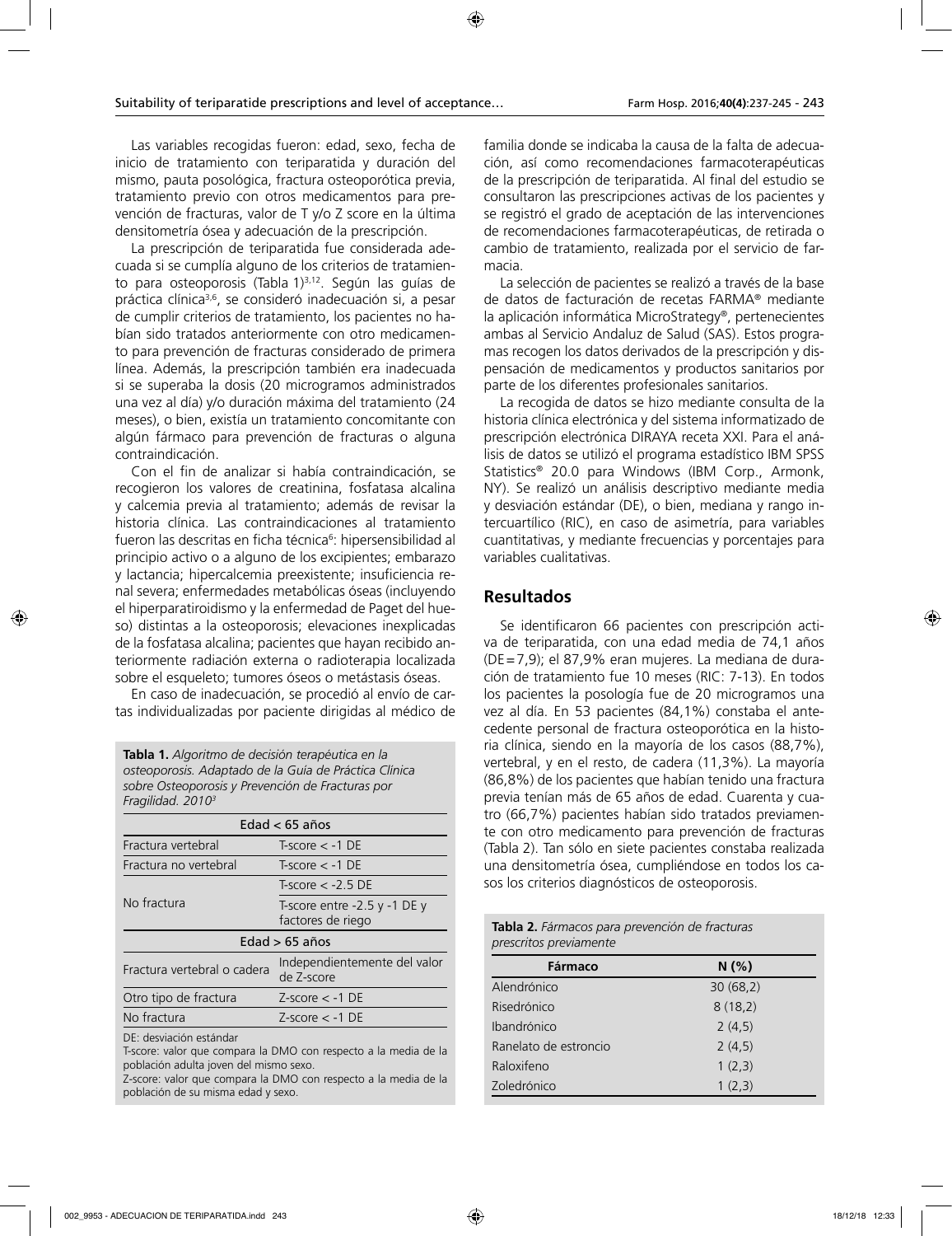Las variables recogidas fueron: edad, sexo, fecha de inicio de tratamiento con teriparatida y duración del mismo, pauta posológica, fractura osteoporótica previa, tratamiento previo con otros medicamentos para prevención de fracturas, valor de T y/o Z score en la última densitometría ósea y adecuación de la prescripción.

La prescripción de teriparatida fue considerada adecuada si se cumplía alguno de los criterios de tratamiento para osteoporosis (Tabla 1)[3,12]. Según las guías de práctica clínica[3,6], se consideró inadecuación si, a pesar de cumplir criterios de tratamiento, los pacientes no habían sido tratados anteriormente con otro medicamento para prevención de fracturas considerado de primera línea. Además, la prescripción también era inadecuada si se superaba la dosis (20 microgramos administrados una vez al día) y/o duración máxima del tratamiento (24 meses), o bien, existía un tratamiento concomitante con algún fármaco para prevención de fracturas o alguna contraindicación.

Con el fin de analizar si había contraindicación, se recogieron los valores de creatinina, fosfatasa alcalina y calcemia previa al tratamiento; además de revisar la historia clínica. Las contraindicaciones al tratamiento fueron las descritas en ficha técnica[6]: hipersensibilidad al principio activo o a alguno de los excipientes; embarazo y lactancia; hipercalcemia preexistente; insuficiencia renal severa; enfermedades metabólicas óseas (incluyendo el hiperparatiroidismo y la enfermedad de Paget del hueso) distintas a la osteoporosis; elevaciones inexplicadas de la fosfatasa alcalina; pacientes que hayan recibido anteriormente radiación externa o radioterapia localizada sobre el esqueleto; tumores óseos o metástasis óseas.

En caso de inadecuación, se procedió al envío de cartas individualizadas por paciente dirigidas al médico de familia donde se indicaba la causa de la falta de adecuación, así como recomendaciones farmacoterapéuticas de la prescripción de teriparatida. Al final del estudio se consultaron las prescripciones activas de los pacientes y se registró el grado de aceptación de las intervenciones de recomendaciones farmacoterapéuticas, de retirada o cambio de tratamiento, realizada por el servicio de farmacia.

La selección de pacientes se realizó a través de la base de datos de facturación de recetas FARMA® mediante la aplicación informática MicroStrategy®, pertenecientes ambas al Servicio Andaluz de Salud (SAS). Estos programas recogen los datos derivados de la prescripción y dispensación de medicamentos y productos sanitarios por parte de los diferentes profesionales sanitarios.

La recogida de datos se hizo mediante consulta de la historia clínica electrónica y del sistema informatizado de prescripción electrónica DIRAYA receta XXI. Para el análisis de datos se utilizó el programa estadístico IBM SPSS Statistics® 20.0 para Windows (IBM Corp., Armonk, NY). Se realizó un análisis descriptivo mediante media y desviación estándar (DE), o bien, mediana y rango intercuartílico (RIC), en caso de asimetría, para variables cuantitativas, y mediante frecuencias y porcentajes para variables cualitativas.

**Tabla 1.** *Algoritmo de decisión terapéutica en la osteoporosis. Adaptado de la Guía de Práctica Clínica sobre Osteoporosis y Prevención de Fracturas por Fragilidad. 2010*[3]

| Edad < 65 años | |
|---|---|
| Fractura vertebral | T-score < -1 DE |
| Fractura no vertebral | T-score < -1 DE |
| No fractura | T-score < -2.5 DE |
| | T-score entre -2.5 y -1 DE y factores de riego |
| **Edad > 65 años** | |
| Fractura vertebral o cadera | Independientemente del valor de Z-score |
| Otro tipo de fractura | Z-score < -1 DE |
| No fractura | Z-score < -1 DE |

DE: desviación estándar
T-score: valor que compara la DMO con respecto a la media de la población adulta joven del mismo sexo.
Z-score: valor que compara la DMO con respecto a la media de la población de su misma edad y sexo.

## Resultados

Se identificaron 66 pacientes con prescripción activa de teriparatida, con una edad media de 74,1 años (DE=7,9); el 87,9% eran mujeres. La mediana de duración de tratamiento fue 10 meses (RIC: 7-13). En todos los pacientes la posología fue de 20 microgramos una vez al día. En 53 pacientes (84,1%) constaba el antecedente personal de fractura osteoporótica en la historia clínica, siendo en la mayoría de los casos (88,7%), vertebral, y en el resto, de cadera (11,3%). La mayoría (86,8%) de los pacientes que habían tenido una fractura previa tenían más de 65 años de edad. Cuarenta y cuatro (66,7%) pacientes habían sido tratados previamente con otro medicamento para prevención de fracturas (Tabla 2). Tan sólo en siete pacientes constaba realizada una densitometría ósea, cumpliéndose en todos los casos los criterios diagnósticos de osteoporosis.

**Tabla 2.** *Fármacos para prevención de fracturas prescritos previamente*

| Fármaco | N (%) |
|---|---|
| Alendrónico | 30 (68,2) |
| Risedrónico | 8 (18,2) |
| Ibandrónico | 2 (4,5) |
| Ranelato de estroncio | 2 (4,5) |
| Raloxifeno | 1 (2,3) |
| Zoledrónico | 1 (2,3) |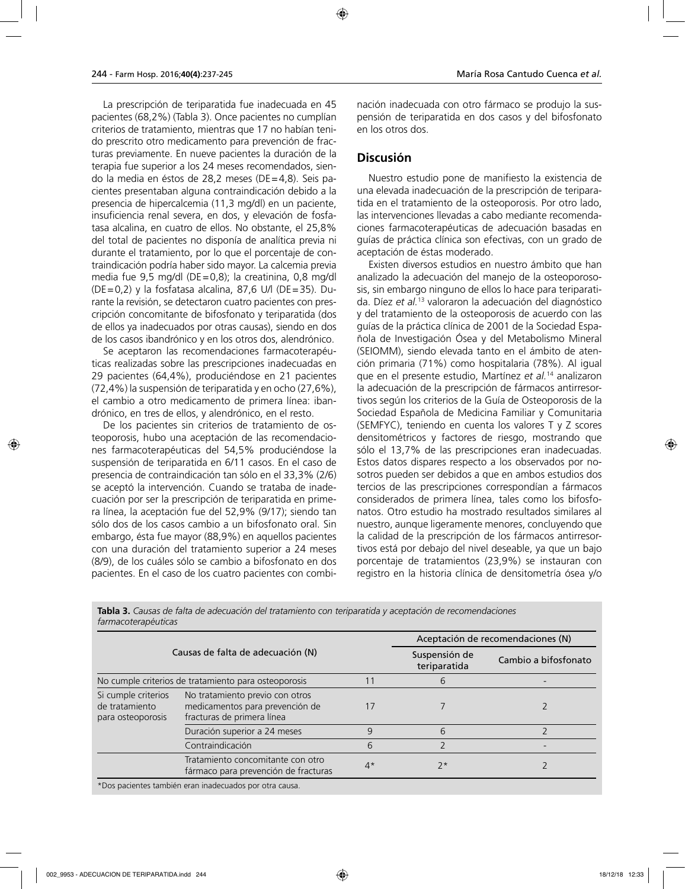La prescripción de teriparatida fue inadecuada en 45 pacientes (68,2%) (Tabla 3). Once pacientes no cumplían criterios de tratamiento, mientras que 17 no habían tenido prescrito otro medicamento para prevención de fracturas previamente. En nueve pacientes la duración de la terapia fue superior a los 24 meses recomendados, siendo la media en éstos de 28,2 meses (DE=4,8). Seis pacientes presentaban alguna contraindicación debido a la presencia de hipercalcemia (11,3 mg/dl) en un paciente, insuficiencia renal severa, en dos, y elevación de fosfatasa alcalina, en cuatro de ellos. No obstante, el 25,8% del total de pacientes no disponía de analítica previa ni durante el tratamiento, por lo que el porcentaje de contraindicación podría haber sido mayor. La calcemia previa media fue 9,5 mg/dl (DE=0,8); la creatinina, 0,8 mg/dl (DE=0,2) y la fosfatasa alcalina, 87,6 U/l (DE=35). Durante la revisión, se detectaron cuatro pacientes con prescripción concomitante de bifosfonato y teriparatida (dos de ellos ya inadecuados por otras causas), siendo en dos de los casos ibandrónico y en los otros dos, alendrónico.

Se aceptaron las recomendaciones farmacoterapéuticas realizadas sobre las prescripciones inadecuadas en 29 pacientes (64,4%), produciéndose en 21 pacientes (72,4%) la suspensión de teriparatida y en ocho (27,6%), el cambio a otro medicamento de primera línea: ibandrónico, en tres de ellos, y alendrónico, en el resto.

De los pacientes sin criterios de tratamiento de osteoporosis, hubo una aceptación de las recomendaciones farmacoterapéuticas del 54,5% produciéndose la suspensión de teriparatida en 6/11 casos. En el caso de presencia de contraindicación tan sólo en el 33,3% (2/6) se aceptó la intervención. Cuando se trataba de inadecuación por ser la prescripción de teriparatida en primera línea, la aceptación fue del 52,9% (9/17); siendo tan sólo dos de los casos cambio a un bifosfonato oral. Sin embargo, ésta fue mayor (88,9%) en aquellos pacientes con una duración del tratamiento superior a 24 meses (8/9), de los cuáles sólo se cambio a bifosfonato en dos pacientes. En el caso de los cuatro pacientes con combinación inadecuada con otro fármaco se produjo la suspensión de teriparatida en dos casos y del bifosfonato en los otros dos.

## Discusión

Nuestro estudio pone de manifiesto la existencia de una elevada inadecuación de la prescripción de teriparatida en el tratamiento de la osteoporosis. Por otro lado, las intervenciones llevadas a cabo mediante recomendaciones farmacoterapéuticas de adecuación basadas en guías de práctica clínica son efectivas, con un grado de aceptación de éstas moderado.

Existen diversos estudios en nuestro ámbito que han analizado la adecuación del manejo de la osteoporososis, sin embargo ninguno de ellos lo hace para teriparatida. Díez *et al.*[13] valoraron la adecuación del diagnóstico y del tratamiento de la osteoporosis de acuerdo con las guías de la práctica clínica de 2001 de la Sociedad Española de Investigación Ósea y del Metabolismo Mineral (SEIOMM), siendo elevada tanto en el ámbito de atención primaria (71%) como hospitalaria (78%). Al igual que en el presente estudio, Martínez *et al.*[14] analizaron la adecuación de la prescripción de fármacos antirresortivos según los criterios de la Guía de Osteoporosis de la Sociedad Española de Medicina Familiar y Comunitaria (SEMFYC), teniendo en cuenta los valores T y Z scores densitométricos y factores de riesgo, mostrando que sólo el 13,7% de las prescripciones eran inadecuadas. Estos datos dispares respecto a los observados por nosotros pueden ser debidos a que en ambos estudios dos tercios de las prescripciones correspondían a fármacos considerados de primera línea, tales como los bifosfonatos. Otro estudio ha mostrado resultados similares al nuestro, aunque ligeramente menores, concluyendo que la calidad de la prescripción de los fármacos antirresortivos está por debajo del nivel deseable, ya que un bajo porcentaje de tratamientos (23,9%) se instauran con registro en la historia clínica de densitometría ósea y/o

**Tabla 3.** *Causas de falta de adecuación del tratamiento con teriparatida y aceptación de recomendaciones farmacoterapéuticas*

| Causas de falta de adecuación (N) | | | Aceptación de recomendaciones (N) | |
|---|---|---|---|---|
| | | | Suspensión de teriparatida | Cambio a bifosfonato |
| No cumple criterios de tratamiento para osteoporosis | | 11 | 6 | - |
| Si cumple criterios de tratamiento para osteoporosis | No tratamiento previo con otros medicamentos para prevención de fracturas de primera línea | 17 | 7 | 2 |
| | Duración superior a 24 meses | 9 | 6 | 2 |
| | Contraindicación | 6 | 2 | - |
| | Tratamiento concomitante con otro fármaco para prevención de fracturas | 4* | 2* | 2 |

*Dos pacientes también eran inadecuados por otra causa.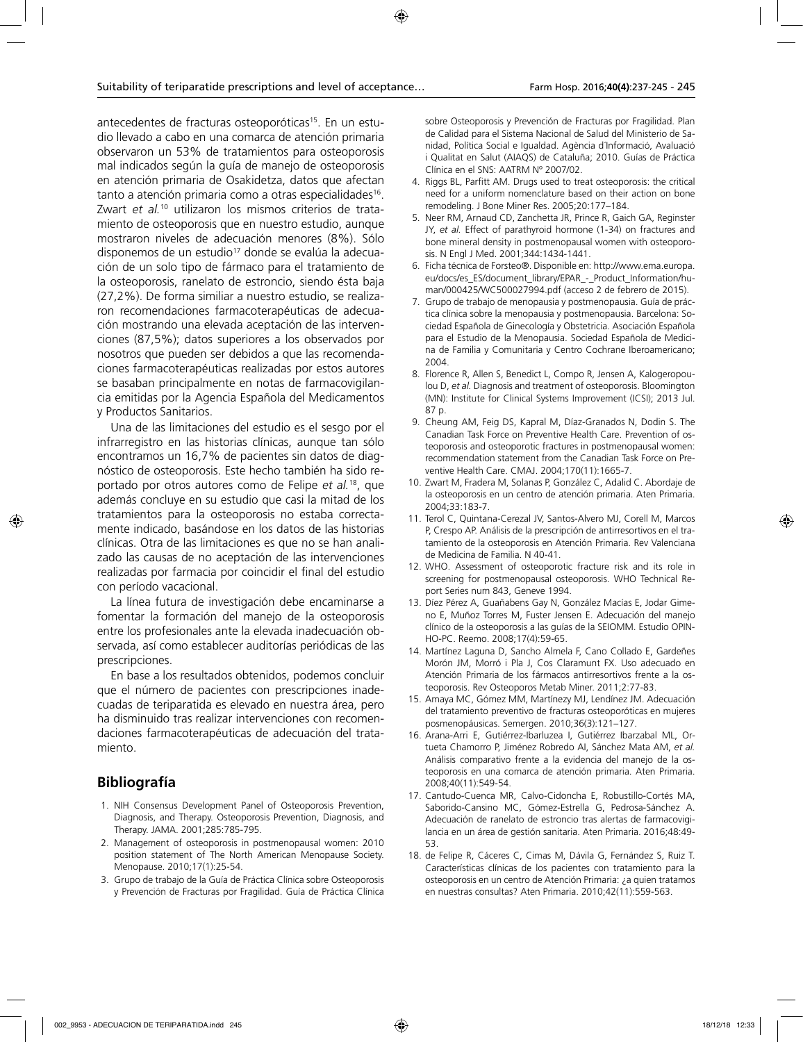antecedentes de fracturas osteoporóticas[15]. En un estudio llevado a cabo en una comarca de atención primaria observaron un 53% de tratamientos para osteoporosis mal indicados según la guía de manejo de osteoporosis en atención primaria de Osakidetza, datos que afectan tanto a atención primaria como a otras especialidades[16]. Zwart *et al.*[10] utilizaron los mismos criterios de tratamiento de osteoporosis que en nuestro estudio, aunque mostraron niveles de adecuación menores (8%). Sólo disponemos de un estudio[17] donde se evalúa la adecuación de un solo tipo de fármaco para el tratamiento de la osteoporosis, ranelato de estroncio, siendo ésta baja (27,2%). De forma similiar a nuestro estudio, se realizaron recomendaciones farmacoterapéuticas de adecuación mostrando una elevada aceptación de las intervenciones (87,5%); datos superiores a los observados por nosotros que pueden ser debidos a que las recomendaciones farmacoterapéuticas realizadas por estos autores se basaban principalmente en notas de farmacovigilancia emitidas por la Agencia Española del Medicamentos y Productos Sanitarios.

Una de las limitaciones del estudio es el sesgo por el infrarregistro en las historias clínicas, aunque tan sólo encontramos un 16,7% de pacientes sin datos de diagnóstico de osteoporosis. Este hecho también ha sido reportado por otros autores como de Felipe *et al.*[18], que además concluye en su estudio que casi la mitad de los tratamientos para la osteoporosis no estaba correctamente indicado, basándose en los datos de las historias clínicas. Otra de las limitaciones es que no se han analizado las causas de no aceptación de las intervenciones realizadas por farmacia por coincidir el final del estudio con período vacacional.

La línea futura de investigación debe encaminarse a fomentar la formación del manejo de la osteoporosis entre los profesionales ante la elevada inadecuación observada, así como establecer auditorías periódicas de las prescripciones.

En base a los resultados obtenidos, podemos concluir que el número de pacientes con prescripciones inadecuadas de teriparatida es elevado en nuestra área, pero ha disminuido tras realizar intervenciones con recomendaciones farmacoterapéuticas de adecuación del tratamiento.

## Bibliografía

1. NIH Consensus Development Panel of Osteoporosis Prevention, Diagnosis, and Therapy. Osteoporosis Prevention, Diagnosis, and Therapy. JAMA. 2001;285:785-795.
2. Management of osteoporosis in postmenopausal women: 2010 position statement of The North American Menopause Society. Menopause. 2010;17(1):25-54.
3. Grupo de trabajo de la Guía de Práctica Clínica sobre Osteoporosis y Prevención de Fracturas por Fragilidad. Guía de Práctica Clínica sobre Osteoporosis y Prevención de Fracturas por Fragilidad. Plan de Calidad para el Sistema Nacional de Salud del Ministerio de Sanidad, Política Social e Igualdad. Agència d´Informació, Avaluació i Qualitat en Salut (AIAQS) de Cataluña; 2010. Guías de Práctica Clínica en el SNS: AATRM Nº 2007/02.
4. Riggs BL, Parfitt AM. Drugs used to treat osteoporosis: the critical need for a uniform nomenclature based on their action on bone remodeling. J Bone Miner Res. 2005;20:177–184.
5. Neer RM, Arnaud CD, Zanchetta JR, Prince R, Gaich GA, Reginster JY, *et al.* Effect of parathyroid hormone (1-34) on fractures and bone mineral density in postmenopausal women with osteoporosis. N Engl J Med. 2001;344:1434-1441.
6. Ficha técnica de Forsteo®. Disponible en: http://www.ema.europa.eu/docs/es_ES/document_library/EPAR_-_Product_Information/human/000425/WC500027994.pdf (acceso 2 de febrero de 2015).
7. Grupo de trabajo de menopausia y postmenopausia. Guía de práctica clínica sobre la menopausia y postmenopausia. Barcelona: Sociedad Española de Ginecología y Obstetricia. Asociación Española para el Estudio de la Menopausia. Sociedad Española de Medicina de Familia y Comunitaria y Centro Cochrane Iberoamericano; 2004.
8. Florence R, Allen S, Benedict L, Compo R, Jensen A, Kalogeropoulou D, *et al.* Diagnosis and treatment of osteoporosis. Bloomington (MN): Institute for Clinical Systems Improvement (ICSI); 2013 Jul. 87 p.
9. Cheung AM, Feig DS, Kapral M, Díaz-Granados N, Dodin S. The Canadian Task Force on Preventive Health Care. Prevention of osteoporosis and osteoporotic fractures in postmenopausal women: recommendation statement from the Canadian Task Force on Preventive Health Care. CMAJ. 2004;170(11):1665-7.
10. Zwart M, Fradera M, Solanas P, González C, Adalid C. Abordaje de la osteoporosis en un centro de atención primaria. Aten Primaria. 2004;33:183-7.
11. Terol C, Quintana-Cerezal JV, Santos-Alvero MJ, Corell M, Marcos P, Crespo AP. Análisis de la prescripción de antirresortivos en el tratamiento de la osteoporosis en Atención Primaria. Rev Valenciana de Medicina de Familia. N 40-41.
12. WHO. Assessment of osteoporotic fracture risk and its role in screening for postmenopausal osteoporosis. WHO Technical Report Series num 843, Geneve 1994.
13. Díez Pérez A, Guañabens Gay N, González Macías E, Jodar Gimeno E, Muñoz Torres M, Fuster Jensen E. Adecuación del manejo clínico de la osteoporosis a las guías de la SEIOMM. Estudio OPINHO-PC. Reemo. 2008;17(4):59-65.
14. Martínez Laguna D, Sancho Almela F, Cano Collado E, Gardeñes Morón JM, Morró i Pla J, Cos Claramunt FX. Uso adecuado en Atención Primaria de los fármacos antirresortivos frente a la osteoporosis. Rev Osteoporos Metab Miner. 2011;2:77-83.
15. Amaya MC, Gómez MM, Martínezy MJ, Lendínez JM. Adecuación del tratamiento preventivo de fracturas osteoporóticas en mujeres posmenopáusicas. Semergen. 2010;36(3):121–127.
16. Arana-Arri E, Gutiérrez-Ibarluzea I, Gutiérrez Ibarzabal ML, Ortueta Chamorro P, Jiménez Robredo AI, Sánchez Mata AM, *et al.* Análisis comparativo frente a la evidencia del manejo de la osteoporosis en una comarca de atención primaria. Aten Primaria. 2008;40(11):549-54.
17. Cantudo-Cuenca MR, Calvo-Cidoncha E, Robustillo-Cortés MA, Saborido-Cansino MC, Gómez-Estrella G, Pedrosa-Sánchez A. Adecuación de ranelato de estroncio tras alertas de farmacovigilancia en un área de gestión sanitaria. Aten Primaria. 2016;48:49-53.
18. de Felipe R, Cáceres C, Cimas M, Dávila G, Fernández S, Ruiz T. Características clínicas de los pacientes con tratamiento para la osteoporosis en un centro de Atención Primaria: ¿a quien tratamos en nuestras consultas? Aten Primaria. 2010;42(11):559-563.